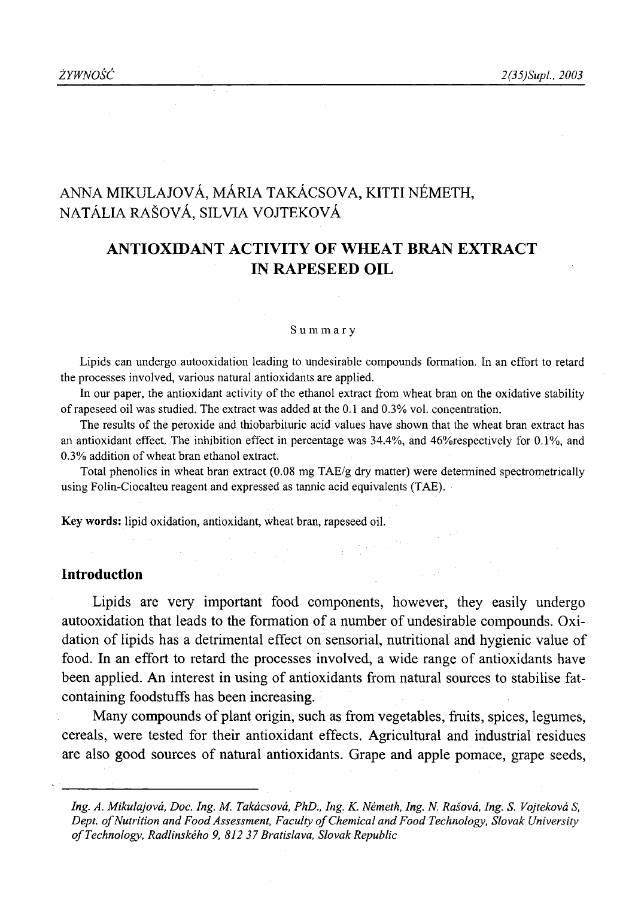ANNA MIKULAJOVÁ, MÁRIA TAKÁCSOVA, KITTI NÉMETH, NATÁLIA RAŠOVÁ, SILVIA VOJTEKOVÁ

# ANTIOXIDANT ACTIVITY OF WHEAT BRAN EXTRACT IN RAPESEED OIL

### Summary

Lipids can undergo autooxidation leading to undesirable compounds formation. In an effort to retard the processes involved, various natural antioxidants are applied.

In our paper, the antioxidant activity of the ethanol extract from wheat bran on the oxidative stability of rapeseed oil was studied. The extract was added at the 0.1 and 0.3% vol. concentration.

The results of the peroxide and thiobarbituric acid values have shown that the wheat bran extract has an antioxidant effect. The inhibition effect in percentage was 34.4%, and 46%respectively for 0.1%, and 0.3% addition of wheat bran ethanol extract.

Total phenolics in wheat bran extract (0.08 mg TAE/g dry matter) were determined spectrometrically using Folin-Ciocalteu reagent and expressed as tannic acid equivalents (TAE).

**Key words:** lipid oxidation, antioxidant, wheat bran, rapeseed oil.

## Introduction

Lipids are very important food components, however, they easily undergo autooxidation that leads to the formation of a number of undesirable compounds. Oxidation of lipids has a detrimental effect on sensorial, nutritional and hygienic value of food. In an effort to retard the processes involved, a wide range of antioxidants have been applied. An interest in using of antioxidants from natural sources to stabilise fat-containing foodstuffs has been increasing.

Many compounds of plant origin, such as from vegetables, fruits, spices, legumes, cereals, were tested for their antioxidant effects. Agricultural and industrial residues are also good sources of natural antioxidants. Grape and apple pomace, grape seeds,

---

*Ing. A. Mikulajová, Doc. Ing. M. Takácsová, PhD., Ing. K. Németh, Ing. N. Rašová, Ing. S. Vojteková S, Dept. of Nutrition and Food Assessment, Faculty of Chemical and Food Technology, Slovak University of Technology, Radlinského 9, 812 37 Bratislava, Slovak Republic*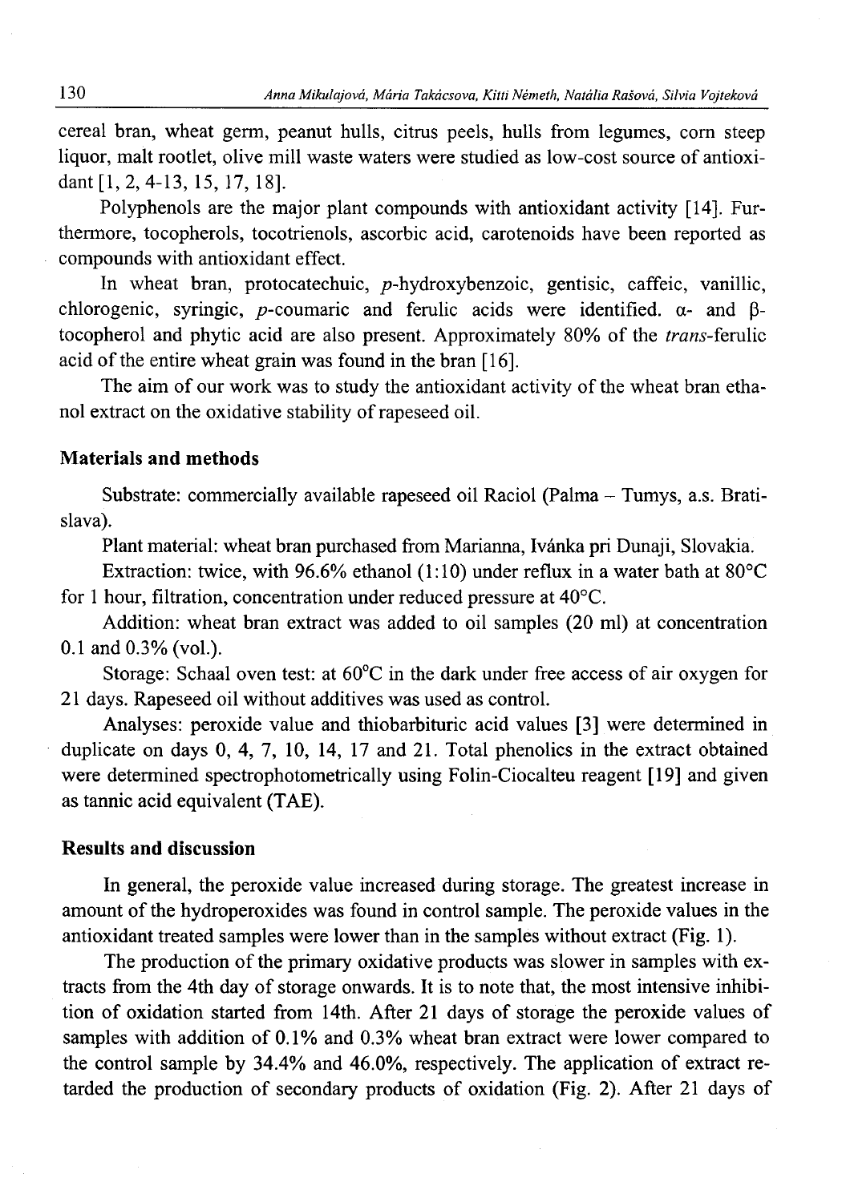cereal bran, wheat germ, peanut hulls, citrus peels, hulls from legumes, corn steep liquor, malt rootlet, olive mill waste waters were studied as low-cost source of antioxidant [1, 2, 4-13, 15, 17, 18].

Polyphenols are the major plant compounds with antioxidant activity [14]. Furthermore, tocopherols, tocotrienols, ascorbic acid, carotenoids have been reported as compounds with antioxidant effect.

In wheat bran, protocatechuic, *p*-hydroxybenzoic, gentisic, caffeic, vanillic, chlorogenic, syringic, *p*-coumaric and ferulic acids were identified. $\alpha$- and $\beta$-tocopherol and phytic acid are also present. Approximately 80% of the *trans*-ferulic acid of the entire wheat grain was found in the bran [16].

The aim of our work was to study the antioxidant activity of the wheat bran ethanol extract on the oxidative stability of rapeseed oil.

## Materials and methods

Substrate: commercially available rapeseed oil Raciol (Palma – Tumys, a.s. Bratislava).

Plant material: wheat bran purchased from Marianna, Ivánka pri Dunaji, Slovakia.

Extraction: twice, with 96.6% ethanol (1:10) under reflux in a water bath at 80°C for 1 hour, filtration, concentration under reduced pressure at 40°C.

Addition: wheat bran extract was added to oil samples (20 ml) at concentration 0.1 and 0.3% (vol.).

Storage: Schaal oven test: at 60°C in the dark under free access of air oxygen for 21 days. Rapeseed oil without additives was used as control.

Analyses: peroxide value and thiobarbituric acid values [3] were determined in duplicate on days 0, 4, 7, 10, 14, 17 and 21. Total phenolics in the extract obtained were determined spectrophotometrically using Folin-Ciocalteu reagent [19] and given as tannic acid equivalent (TAE).

## Results and discussion

In general, the peroxide value increased during storage. The greatest increase in amount of the hydroperoxides was found in control sample. The peroxide values in the antioxidant treated samples were lower than in the samples without extract (Fig. 1).

The production of the primary oxidative products was slower in samples with extracts from the 4th day of storage onwards. It is to note that, the most intensive inhibition of oxidation started from 14th. After 21 days of storage the peroxide values of samples with addition of 0.1% and 0.3% wheat bran extract were lower compared to the control sample by 34.4% and 46.0%, respectively. The application of extract retarded the production of secondary products of oxidation (Fig. 2). After 21 days of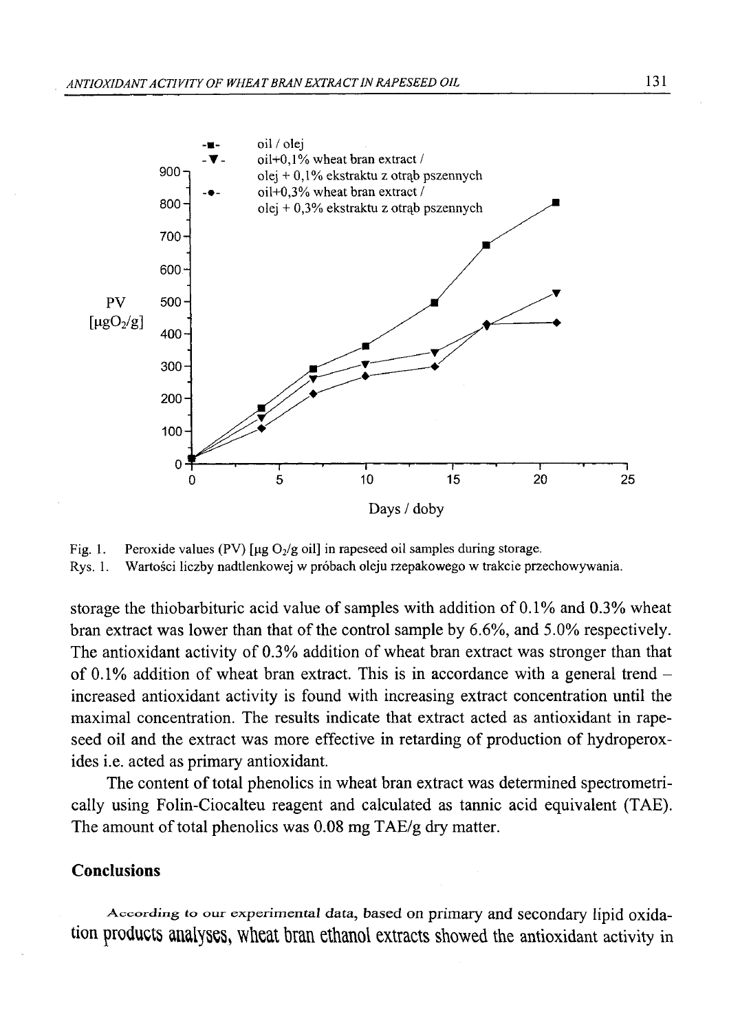Fig. 1. Peroxide values (PV) [μg $O_2$/g oil] in rapeseed oil samples during storage.
Rys. 1. Wartości liczby nadtlenkowej w próbach oleju rzepakowego w trakcie przechowywania.

storage the thiobarbituric acid value of samples with addition of 0.1% and 0.3% wheat bran extract was lower than that of the control sample by 6.6%, and 5.0% respectively. The antioxidant activity of 0.3% addition of wheat bran extract was stronger than that of 0.1% addition of wheat bran extract. This is in accordance with a general trend – increased antioxidant activity is found with increasing extract concentration until the maximal concentration. The results indicate that extract acted as antioxidant in rapeseed oil and the extract was more effective in retarding of production of hydroperoxides i.e. acted as primary antioxidant.

The content of total phenolics in wheat bran extract was determined spectrometrically using Folin-Ciocalteu reagent and calculated as tannic acid equivalent (TAE). The amount of total phenolics was 0.08 mg TAE/g dry matter.

## Conclusions

According to our experimental data, based on primary and secondary lipid oxidation products analyses, wheat bran ethanol extracts showed the antioxidant activity in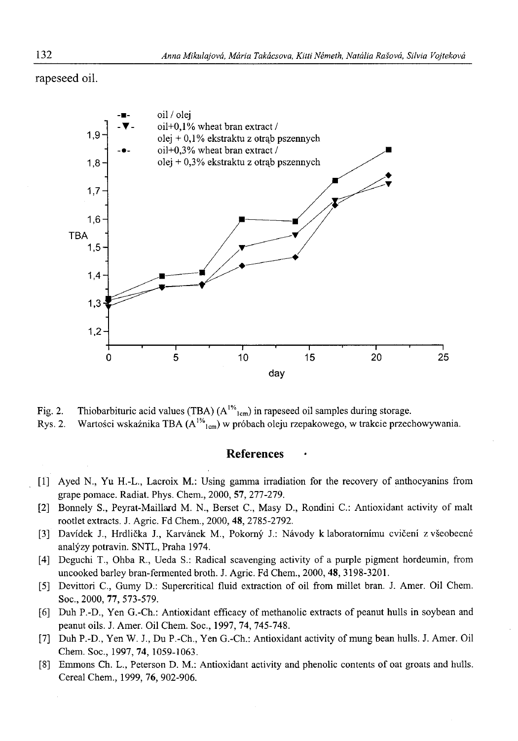rapeseed oil.

Fig. 2. Thiobarbituric acid values (TBA) ($A^{1\%}_{1cm}$) in rapeseed oil samples during storage.
Rys. 2. Wartości wskaźnika TBA ($A^{1\%}_{1cm}$) w próbach oleju rzepakowego, w trakcie przechowywania.

## References

[1] Ayed N., Yu H.-L., Lacroix M.: Using gamma irradiation for the recovery of anthocyanins from grape pomace. Radiat. Phys. Chem., 2000, **57**, 277-279.

[2] Bonnely S., Peyrat-Maillard M. N., Berset C., Masy D., Rondini C.: Antioxidant activity of malt rootlet extracts. J. Agric. Fd Chem., 2000, **48**, 2785-2792.

[3] Davídek J., Hrdlička J., Karvánek M., Pokorný J.: Návody k laboratornímu cvičení z všeobecné analýzy potravin. SNTL, Praha 1974.

[4] Deguchi T., Ohba R., Ueda S.: Radical scavenging activity of a purple pigment hordeumin, from uncooked barley bran-fermented broth. J. Agric. Fd Chem., 2000, **48**, 3198-3201.

[5] Devittori C., Gumy D.: Supercritical fluid extraction of oil from millet bran. J. Amer. Oil Chem. Soc., 2000, **77**, 573-579.

[6] Duh P.-D., Yen G.-Ch.: Antioxidant efficacy of methanolic extracts of peanut hulls in soybean and peanut oils. J. Amer. Oil Chem. Soc., 1997, **74**, 745-748.

[7] Duh P.-D., Yen W. J., Du P.-Ch., Yen G.-Ch.: Antioxidant activity of mung bean hulls. J. Amer. Oil Chem. Soc., 1997, **74**, 1059-1063.

[8] Emmons Ch. L., Peterson D. M.: Antioxidant activity and phenolic contents of oat groats and hulls. Cereal Chem., 1999, **76**, 902-906.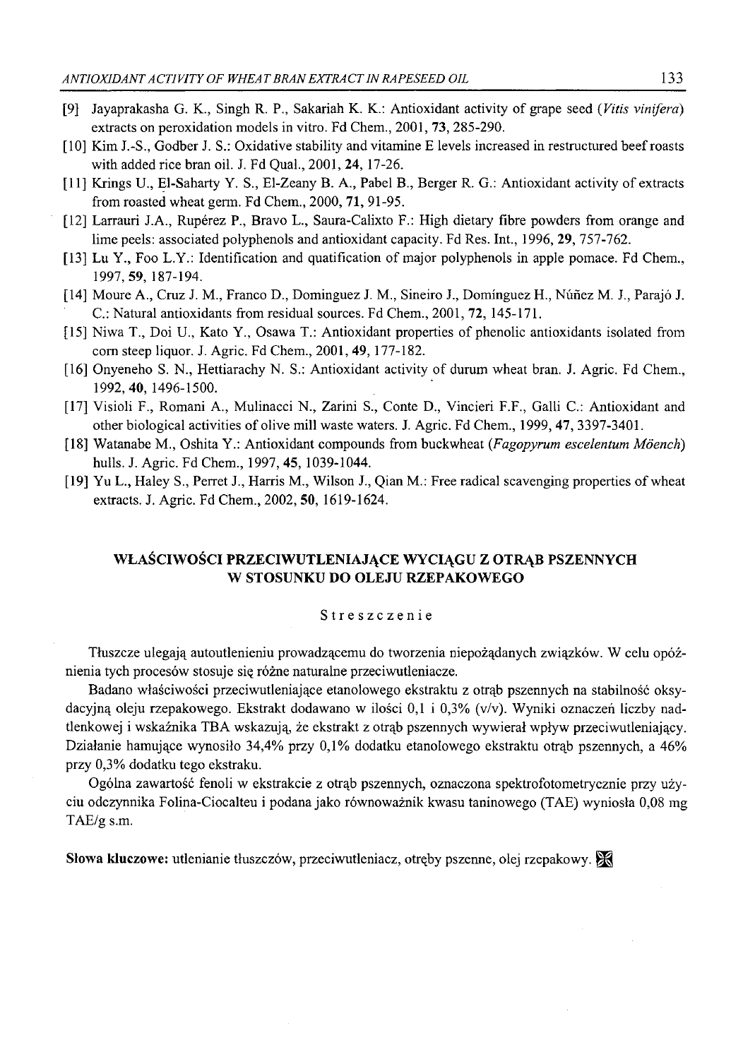[9] Jayaprakasha G. K., Singh R. P., Sakariah K. K.: Antioxidant activity of grape seed (*Vitis vinifera*) extracts on peroxidation models in vitro. Fd Chem., 2001, **73**, 285-290.

[10] Kim J.-S., Godber J. S.: Oxidative stability and vitamine E levels increased in restructured beef roasts with added rice bran oil. J. Fd Qual., 2001, **24**, 17-26.

[11] Krings U., El-Saharty Y. S., El-Zeany B. A., Pabel B., Berger R. G.: Antioxidant activity of extracts from roasted wheat germ. Fd Chem., 2000, **71**, 91-95.

[12] Larrauri J.A., Rupérez P., Bravo L., Saura-Calixto F.: High dietary fibre powders from orange and lime peels: associated polyphenols and antioxidant capacity. Fd Res. Int., 1996, **29**, 757-762.

[13] Lu Y., Foo L.Y.: Identification and quatification of major polyphenols in apple pomace. Fd Chem., 1997, **59**, 187-194.

[14] Moure A., Cruz J. M., Franco D., Dominguez J. M., Sineiro J., Domínguez H., Núñez M. J., Parajó J. C.: Natural antioxidants from residual sources. Fd Chem., 2001, **72**, 145-171.

[15] Niwa T., Doi U., Kato Y., Osawa T.: Antioxidant properties of phenolic antioxidants isolated from corn steep liquor. J. Agric. Fd Chem., 2001, **49**, 177-182.

[16] Onyeneho S. N., Hettiarachy N. S.: Antioxidant activity of durum wheat bran. J. Agric. Fd Chem., 1992, **40**, 1496-1500.

[17] Visioli F., Romani A., Mulinacci N., Zarini S., Conte D., Vincieri F.F., Galli C.: Antioxidant and other biological activities of olive mill waste waters. J. Agric. Fd Chem., 1999, **47**, 3397-3401.

[18] Watanabe M., Oshita Y.: Antioxidant compounds from buckwheat (*Fagopyrum escelentum Möench*) hulls. J. Agric. Fd Chem., 1997, **45**, 1039-1044.

[19] Yu L., Haley S., Perret J., Harris M., Wilson J., Qian M.: Free radical scavenging properties of wheat extracts. J. Agric. Fd Chem., 2002, **50**, 1619-1624.

## WŁAŚCIWOŚCI PRZECIWUTLENIAJĄCE WYCIĄGU Z OTRĄB PSZENNYCH W STOSUNKU DO OLEJU RZEPAKOWEGO

### Streszczenie

Tłuszcze ulegają autoutlenieniu prowadzącemu do tworzenia niepożądanych związków. W celu opóźnienia tych procesów stosuje się różne naturalne przeciwutleniacze.

Badano właściwości przeciwutleniające etanolowego ekstraktu z otrąb pszennych na stabilność oksydacyjną oleju rzepakowego. Ekstrakt dodawano w ilości 0,1 i 0,3% (v/v). Wyniki oznaczeń liczby nadtlenkowej i wskaźnika TBA wskazują, że ekstrakt z otrąb pszennych wywierał wpływ przeciwutleniający. Działanie hamujące wynosiło 34,4% przy 0,1% dodatku etanolowego ekstraktu otrąb pszennych, a 46% przy 0,3% dodatku tego ekstraku.

Ogólna zawartość fenoli w ekstrakcie z otrąb pszennych, oznaczona spektrofotometrycznie przy użyciu odczynnika Folina-Ciocalteu i podana jako równoważnik kwasu taninowego (TAE) wyniosła 0,08 mg TAE/g s.m.

**Słowa kluczowe:** utlenianie tłuszczów, przeciwutleniacz, otręby pszenne, olej rzepakowy.